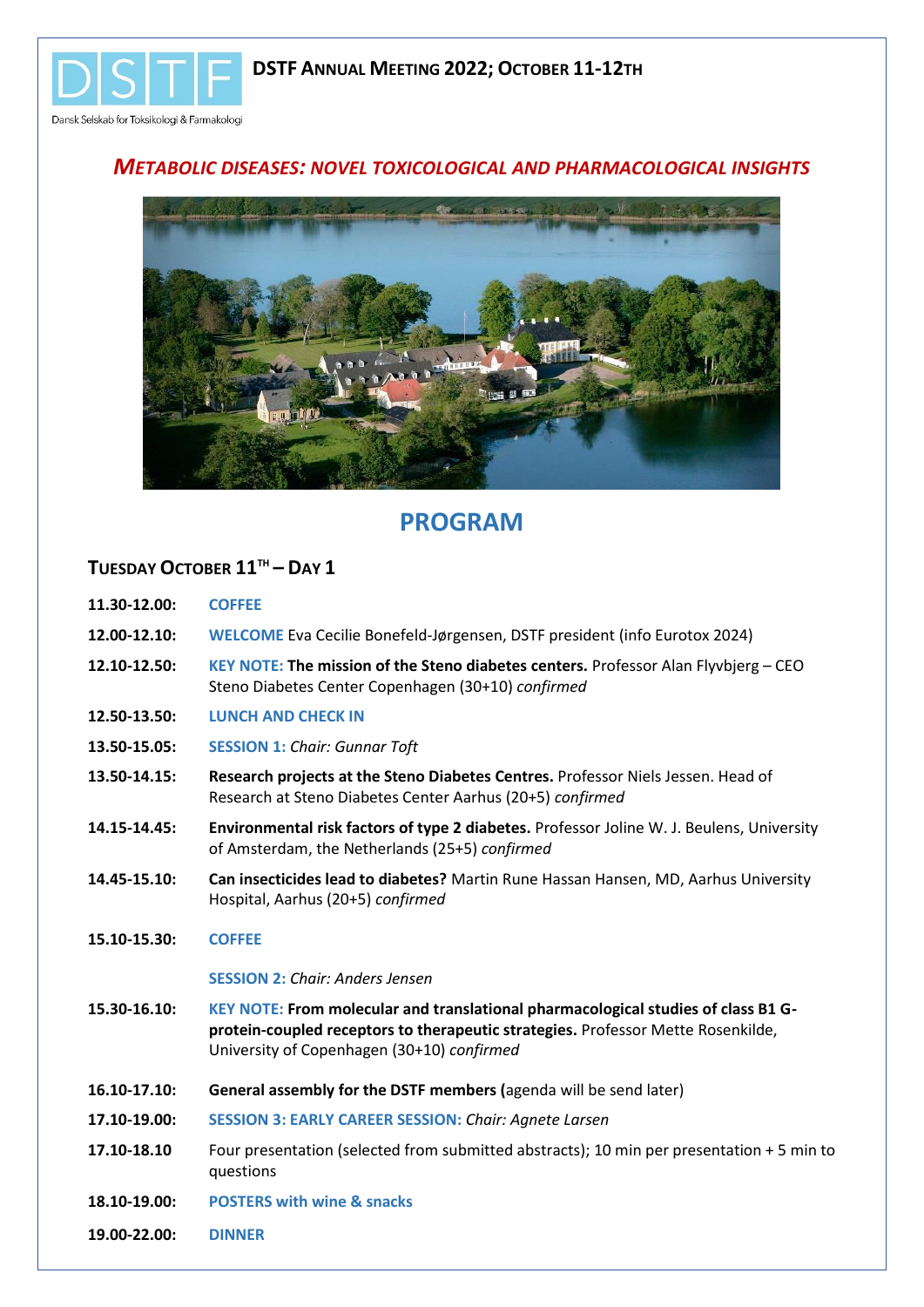DSTF

Dansk Selskab for Toksikologi & Farmakologi

# DSTF Annual Meeting 2022; October 11-12th

## *Metabolic Diseases: Novel Toxicological and Pharmacological Insights*

## PROGRAM

### Tuesday October 11th – Day 1

**11.30-12.00:** COFFEE

**12.00-12.10:** WELCOME Eva Cecilie Bonefeld-Jørgensen, DSTF president (info Eurotox 2024)

**12.10-12.50:** KEY NOTE: **The mission of the Steno diabetes centers.** Professor Alan Flyvbjerg – CEO Steno Diabetes Center Copenhagen (30+10) *confirmed*

**12.50-13.50:** LUNCH AND CHECK IN

**13.50-15.05:** SESSION 1: *Chair: Gunnar Toft*

**13.50-14.15:** **Research projects at the Steno Diabetes Centres.** Professor Niels Jessen. Head of Research at Steno Diabetes Center Aarhus (20+5) *confirmed*

**14.15-14.45:** **Environmental risk factors of type 2 diabetes.** Professor Joline W. J. Beulens, University of Amsterdam, the Netherlands (25+5) *confirmed*

**14.45-15.10:** **Can insecticides lead to diabetes?** Martin Rune Hassan Hansen, MD, Aarhus University Hospital, Aarhus (20+5) *confirmed*

**15.10-15.30:** COFFEE

SESSION 2: *Chair: Anders Jensen*

**15.30-16.10:** KEY NOTE: **From molecular and translational pharmacological studies of class B1 G-protein-coupled receptors to therapeutic strategies.** Professor Mette Rosenkilde, University of Copenhagen (30+10) *confirmed*

**16.10-17.10:** **General assembly for the DSTF members (**agenda will be send later)

**17.10-19.00:** SESSION 3: EARLY CAREER SESSION: *Chair: Agnete Larsen*

**17.10-18.10** Four presentation (selected from submitted abstracts); 10 min per presentation + 5 min to questions

**18.10-19.00:** POSTERS with wine & snacks

**19.00-22.00:** DINNER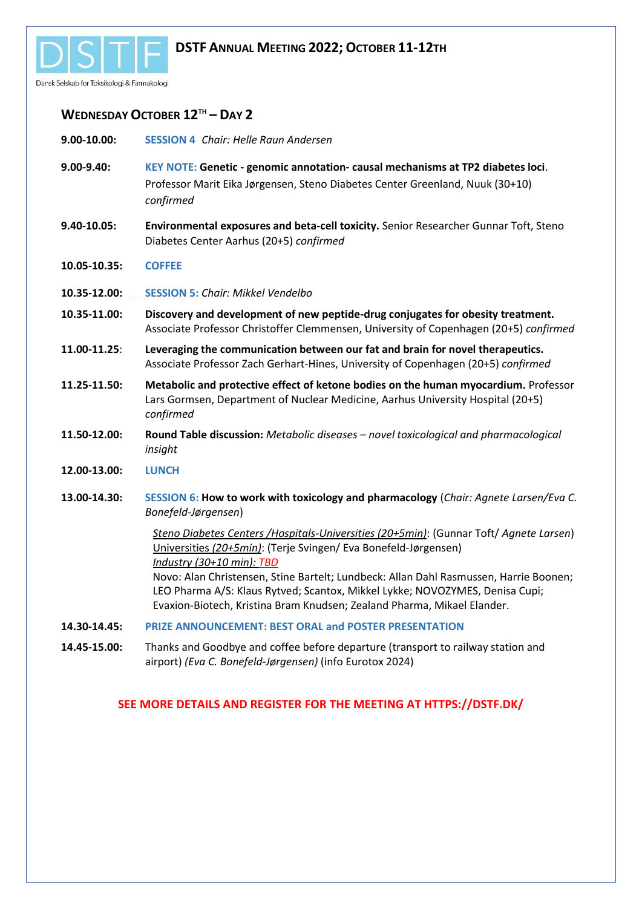DSTF Annual Meeting 2022; October 11-12th

Dansk Selskab for Toksikologi & Farmakologi

## Wednesday October 12th – Day 2

**9.00-10.00:** SESSION 4 *Chair: Helle Raun Andersen*

**9.00-9.40:** KEY NOTE: **Genetic - genomic annotation- causal mechanisms at TP2 diabetes loci**. Professor Marit Eika Jørgensen, Steno Diabetes Center Greenland, Nuuk (30+10) *confirmed*

**9.40-10.05:** **Environmental exposures and beta-cell toxicity.** Senior Researcher Gunnar Toft, Steno Diabetes Center Aarhus (20+5) *confirmed*

**10.05-10.35:** COFFEE

**10.35-12.00:** SESSION 5: *Chair: Mikkel Vendelbo*

**10.35-11.00:** **Discovery and development of new peptide-drug conjugates for obesity treatment.** Associate Professor Christoffer Clemmensen, University of Copenhagen (20+5) *confirmed*

**11.00-11.25:** **Leveraging the communication between our fat and brain for novel therapeutics.** Associate Professor Zach Gerhart-Hines, University of Copenhagen (20+5) *confirmed*

**11.25-11.50:** **Metabolic and protective effect of ketone bodies on the human myocardium.** Professor Lars Gormsen, Department of Nuclear Medicine, Aarhus University Hospital (20+5) *confirmed*

**11.50-12.00:** **Round Table discussion:** *Metabolic diseases – novel toxicological and pharmacological insight*

**12.00-13.00:** LUNCH

**13.00-14.30:** SESSION 6: **How to work with toxicology and pharmacology** (*Chair: Agnete Larsen/Eva C. Bonefeld-Jørgensen*)

*Steno Diabetes Centers /Hospitals-Universities (20+5min)*: (Gunnar Toft/ *Agnete Larsen*)
Universities *(20+5min)*: (Terje Svingen/ Eva Bonefeld-Jørgensen)
*Industry (30+10 min): TBD*
Novo: Alan Christensen, Stine Bartelt; Lundbeck: Allan Dahl Rasmussen, Harrie Boonen; LEO Pharma A/S: Klaus Rytved; Scantox, Mikkel Lykke; NOVOZYMES, Denisa Cupi; Evaxion-Biotech, Kristina Bram Knudsen; Zealand Pharma, Mikael Elander.

**14.30-14.45:** PRIZE ANNOUNCEMENT: BEST ORAL and POSTER PRESENTATION

**14.45-15.00:** Thanks and Goodbye and coffee before departure (transport to railway station and airport) *(Eva C. Bonefeld-Jørgensen)* (info Eurotox 2024)

**SEE MORE DETAILS AND REGISTER FOR THE MEETING AT HTTPS://DSTF.DK/**